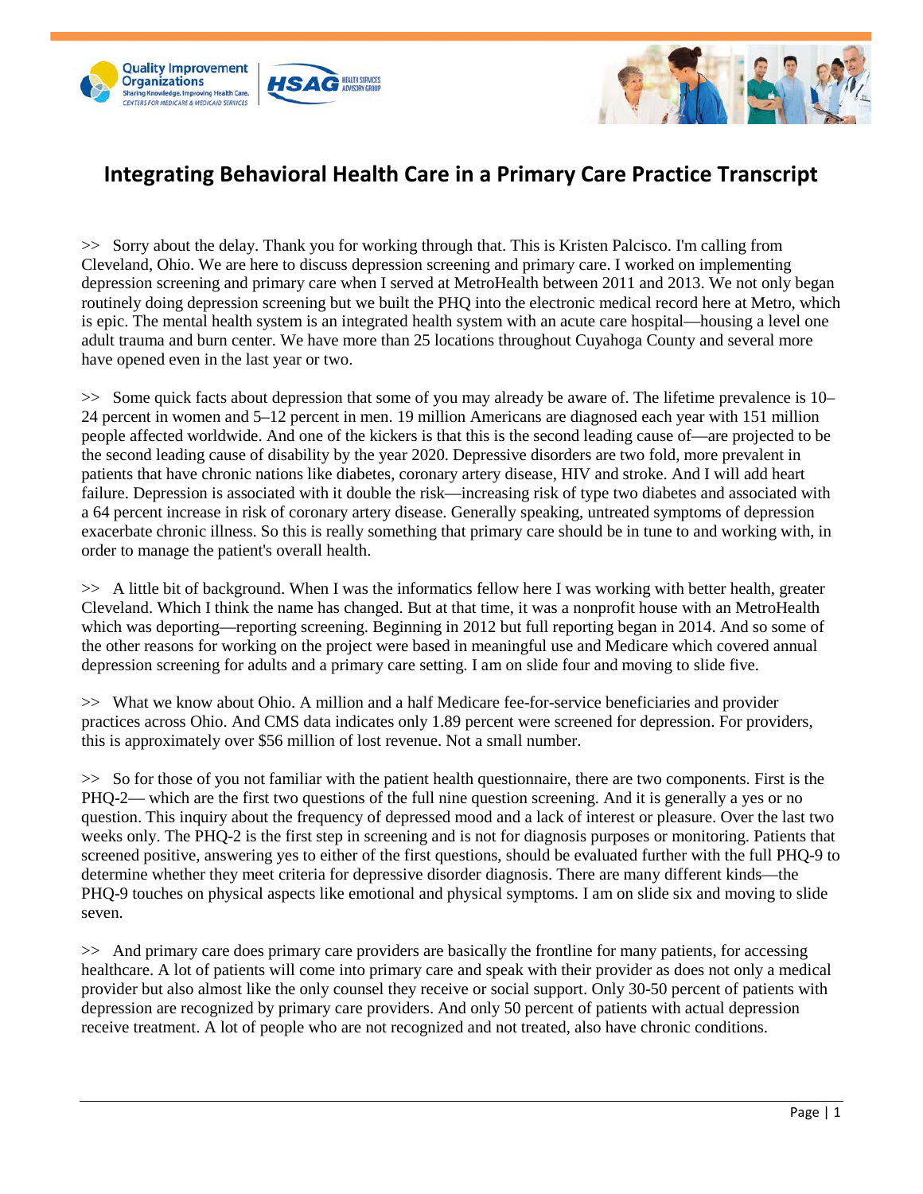# Integrating Behavioral Health Care in a Primary Care Practice Transcript

>> Sorry about the delay. Thank you for working through that. This is Kristen Palcisco. I'm calling from Cleveland, Ohio. We are here to discuss depression screening and primary care. I worked on implementing depression screening and primary care when I served at MetroHealth between 2011 and 2013. We not only began routinely doing depression screening but we built the PHQ into the electronic medical record here at Metro, which is epic. The mental health system is an integrated health system with an acute care hospital—housing a level one adult trauma and burn center. We have more than 25 locations throughout Cuyahoga County and several more have opened even in the last year or two.

>> Some quick facts about depression that some of you may already be aware of. The lifetime prevalence is 10–24 percent in women and 5–12 percent in men. 19 million Americans are diagnosed each year with 151 million people affected worldwide. And one of the kickers is that this is the second leading cause of—are projected to be the second leading cause of disability by the year 2020. Depressive disorders are two fold, more prevalent in patients that have chronic nations like diabetes, coronary artery disease, HIV and stroke. And I will add heart failure. Depression is associated with it double the risk—increasing risk of type two diabetes and associated with a 64 percent increase in risk of coronary artery disease. Generally speaking, untreated symptoms of depression exacerbate chronic illness. So this is really something that primary care should be in tune to and working with, in order to manage the patient's overall health.

>> A little bit of background. When I was the informatics fellow here I was working with better health, greater Cleveland. Which I think the name has changed. But at that time, it was a nonprofit house with an MetroHealth which was deporting—reporting screening. Beginning in 2012 but full reporting began in 2014. And so some of the other reasons for working on the project were based in meaningful use and Medicare which covered annual depression screening for adults and a primary care setting. I am on slide four and moving to slide five.

>> What we know about Ohio. A million and a half Medicare fee-for-service beneficiaries and provider practices across Ohio. And CMS data indicates only 1.89 percent were screened for depression. For providers, this is approximately over $56 million of lost revenue. Not a small number.

>> So for those of you not familiar with the patient health questionnaire, there are two components. First is the PHQ-2— which are the first two questions of the full nine question screening. And it is generally a yes or no question. This inquiry about the frequency of depressed mood and a lack of interest or pleasure. Over the last two weeks only. The PHQ-2 is the first step in screening and is not for diagnosis purposes or monitoring. Patients that screened positive, answering yes to either of the first questions, should be evaluated further with the full PHQ-9 to determine whether they meet criteria for depressive disorder diagnosis. There are many different kinds—the PHQ-9 touches on physical aspects like emotional and physical symptoms. I am on slide six and moving to slide seven.

>> And primary care does primary care providers are basically the frontline for many patients, for accessing healthcare. A lot of patients will come into primary care and speak with their provider as does not only a medical provider but also almost like the only counsel they receive or social support. Only 30-50 percent of patients with depression are recognized by primary care providers. And only 50 percent of patients with actual depression receive treatment. A lot of people who are not recognized and not treated, also have chronic conditions.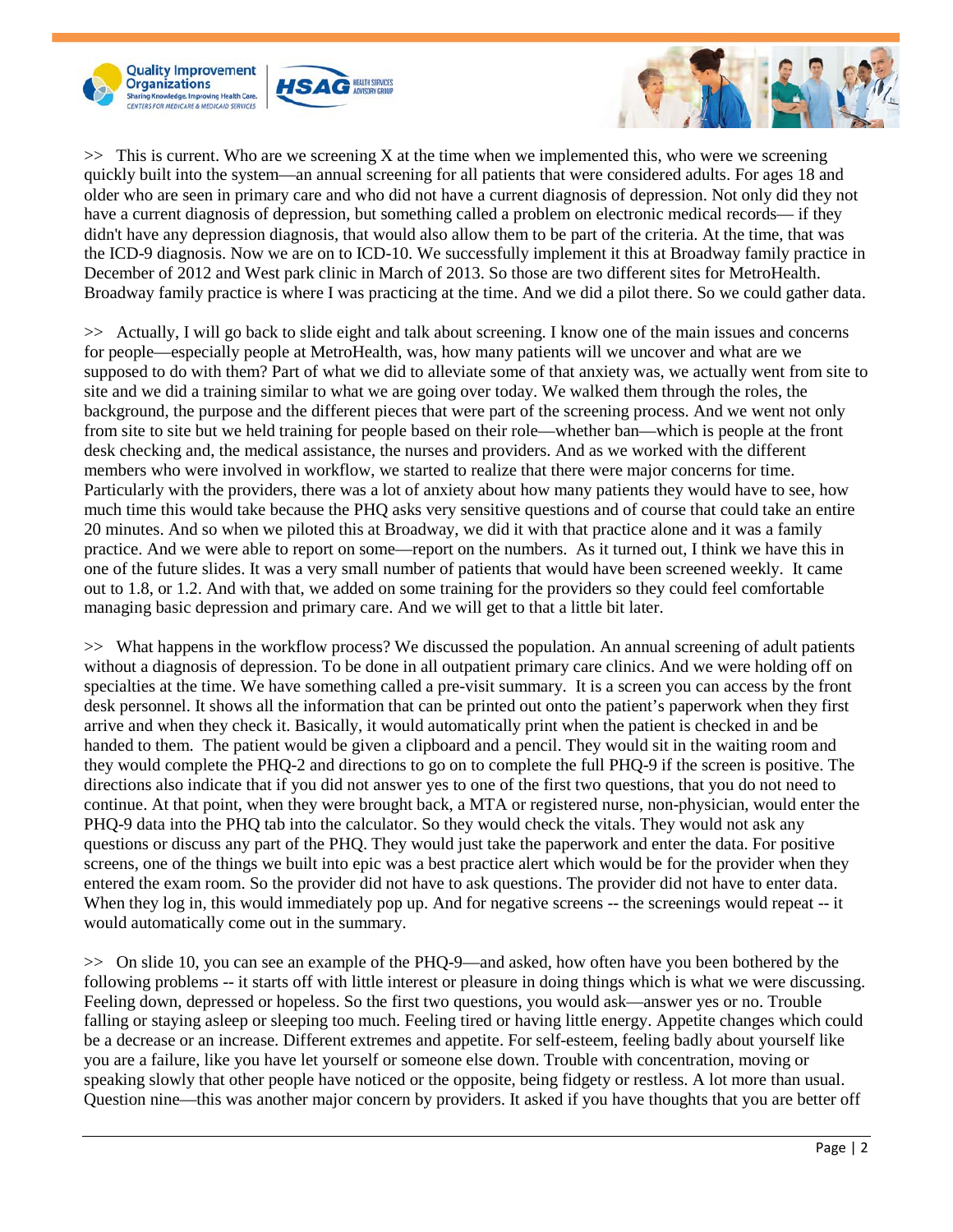>> This is current. Who are we screening X at the time when we implemented this, who were we screening quickly built into the system—an annual screening for all patients that were considered adults. For ages 18 and older who are seen in primary care and who did not have a current diagnosis of depression. Not only did they not have a current diagnosis of depression, but something called a problem on electronic medical records— if they didn't have any depression diagnosis, that would also allow them to be part of the criteria. At the time, that was the ICD-9 diagnosis. Now we are on to ICD-10. We successfully implement it this at Broadway family practice in December of 2012 and West park clinic in March of 2013. So those are two different sites for MetroHealth. Broadway family practice is where I was practicing at the time. And we did a pilot there. So we could gather data.

>> Actually, I will go back to slide eight and talk about screening. I know one of the main issues and concerns for people—especially people at MetroHealth, was, how many patients will we uncover and what are we supposed to do with them? Part of what we did to alleviate some of that anxiety was, we actually went from site to site and we did a training similar to what we are going over today. We walked them through the roles, the background, the purpose and the different pieces that were part of the screening process. And we went not only from site to site but we held training for people based on their role—whether ban—which is people at the front desk checking and, the medical assistance, the nurses and providers. And as we worked with the different members who were involved in workflow, we started to realize that there were major concerns for time. Particularly with the providers, there was a lot of anxiety about how many patients they would have to see, how much time this would take because the PHQ asks very sensitive questions and of course that could take an entire 20 minutes. And so when we piloted this at Broadway, we did it with that practice alone and it was a family practice. And we were able to report on some—report on the numbers. As it turned out, I think we have this in one of the future slides. It was a very small number of patients that would have been screened weekly. It came out to 1.8, or 1.2. And with that, we added on some training for the providers so they could feel comfortable managing basic depression and primary care. And we will get to that a little bit later.

>> What happens in the workflow process? We discussed the population. An annual screening of adult patients without a diagnosis of depression. To be done in all outpatient primary care clinics. And we were holding off on specialties at the time. We have something called a pre-visit summary. It is a screen you can access by the front desk personnel. It shows all the information that can be printed out onto the patient's paperwork when they first arrive and when they check it. Basically, it would automatically print when the patient is checked in and be handed to them. The patient would be given a clipboard and a pencil. They would sit in the waiting room and they would complete the PHQ-2 and directions to go on to complete the full PHQ-9 if the screen is positive. The directions also indicate that if you did not answer yes to one of the first two questions, that you do not need to continue. At that point, when they were brought back, a MTA or registered nurse, non-physician, would enter the PHQ-9 data into the PHQ tab into the calculator. So they would check the vitals. They would not ask any questions or discuss any part of the PHQ. They would just take the paperwork and enter the data. For positive screens, one of the things we built into epic was a best practice alert which would be for the provider when they entered the exam room. So the provider did not have to ask questions. The provider did not have to enter data. When they log in, this would immediately pop up. And for negative screens -- the screenings would repeat -- it would automatically come out in the summary.

>> On slide 10, you can see an example of the PHQ-9—and asked, how often have you been bothered by the following problems -- it starts off with little interest or pleasure in doing things which is what we were discussing. Feeling down, depressed or hopeless. So the first two questions, you would ask—answer yes or no. Trouble falling or staying asleep or sleeping too much. Feeling tired or having little energy. Appetite changes which could be a decrease or an increase. Different extremes and appetite. For self-esteem, feeling badly about yourself like you are a failure, like you have let yourself or someone else down. Trouble with concentration, moving or speaking slowly that other people have noticed or the opposite, being fidgety or restless. A lot more than usual. Question nine—this was another major concern by providers. It asked if you have thoughts that you are better off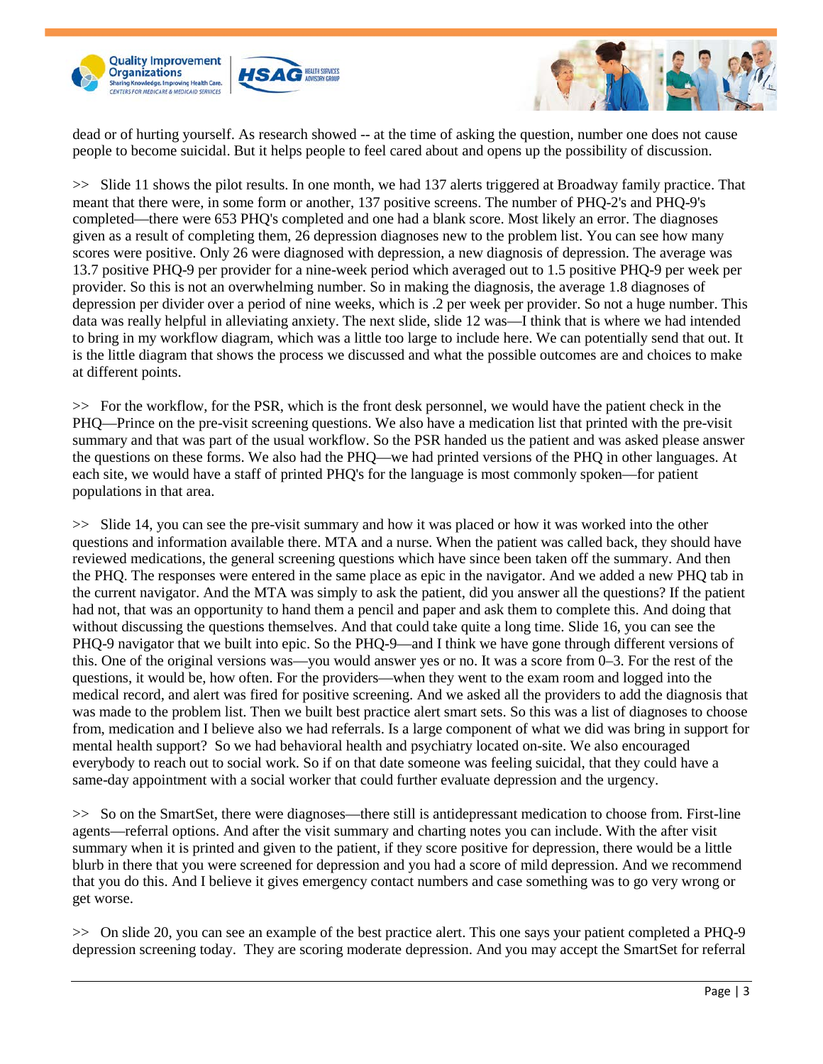dead or of hurting yourself. As research showed -- at the time of asking the question, number one does not cause people to become suicidal. But it helps people to feel cared about and opens up the possibility of discussion.

>> Slide 11 shows the pilot results. In one month, we had 137 alerts triggered at Broadway family practice. That meant that there were, in some form or another, 137 positive screens. The number of PHQ-2's and PHQ-9's completed—there were 653 PHQ's completed and one had a blank score. Most likely an error. The diagnoses given as a result of completing them, 26 depression diagnoses new to the problem list. You can see how many scores were positive. Only 26 were diagnosed with depression, a new diagnosis of depression. The average was 13.7 positive PHQ-9 per provider for a nine-week period which averaged out to 1.5 positive PHQ-9 per week per provider. So this is not an overwhelming number. So in making the diagnosis, the average 1.8 diagnoses of depression per divider over a period of nine weeks, which is .2 per week per provider. So not a huge number. This data was really helpful in alleviating anxiety. The next slide, slide 12 was—I think that is where we had intended to bring in my workflow diagram, which was a little too large to include here. We can potentially send that out. It is the little diagram that shows the process we discussed and what the possible outcomes are and choices to make at different points.

>> For the workflow, for the PSR, which is the front desk personnel, we would have the patient check in the PHQ—Prince on the pre-visit screening questions. We also have a medication list that printed with the pre-visit summary and that was part of the usual workflow. So the PSR handed us the patient and was asked please answer the questions on these forms. We also had the PHQ—we had printed versions of the PHQ in other languages. At each site, we would have a staff of printed PHQ's for the language is most commonly spoken—for patient populations in that area.

>> Slide 14, you can see the pre-visit summary and how it was placed or how it was worked into the other questions and information available there. MTA and a nurse. When the patient was called back, they should have reviewed medications, the general screening questions which have since been taken off the summary. And then the PHQ. The responses were entered in the same place as epic in the navigator. And we added a new PHQ tab in the current navigator. And the MTA was simply to ask the patient, did you answer all the questions? If the patient had not, that was an opportunity to hand them a pencil and paper and ask them to complete this. And doing that without discussing the questions themselves. And that could take quite a long time. Slide 16, you can see the PHQ-9 navigator that we built into epic. So the PHQ-9—and I think we have gone through different versions of this. One of the original versions was—you would answer yes or no. It was a score from 0–3. For the rest of the questions, it would be, how often. For the providers—when they went to the exam room and logged into the medical record, and alert was fired for positive screening. And we asked all the providers to add the diagnosis that was made to the problem list. Then we built best practice alert smart sets. So this was a list of diagnoses to choose from, medication and I believe also we had referrals. Is a large component of what we did was bring in support for mental health support? So we had behavioral health and psychiatry located on-site. We also encouraged everybody to reach out to social work. So if on that date someone was feeling suicidal, that they could have a same-day appointment with a social worker that could further evaluate depression and the urgency.

>> So on the SmartSet, there were diagnoses—there still is antidepressant medication to choose from. First-line agents—referral options. And after the visit summary and charting notes you can include. With the after visit summary when it is printed and given to the patient, if they score positive for depression, there would be a little blurb in there that you were screened for depression and you had a score of mild depression. And we recommend that you do this. And I believe it gives emergency contact numbers and case something was to go very wrong or get worse.

>> On slide 20, you can see an example of the best practice alert. This one says your patient completed a PHQ-9 depression screening today. They are scoring moderate depression. And you may accept the SmartSet for referral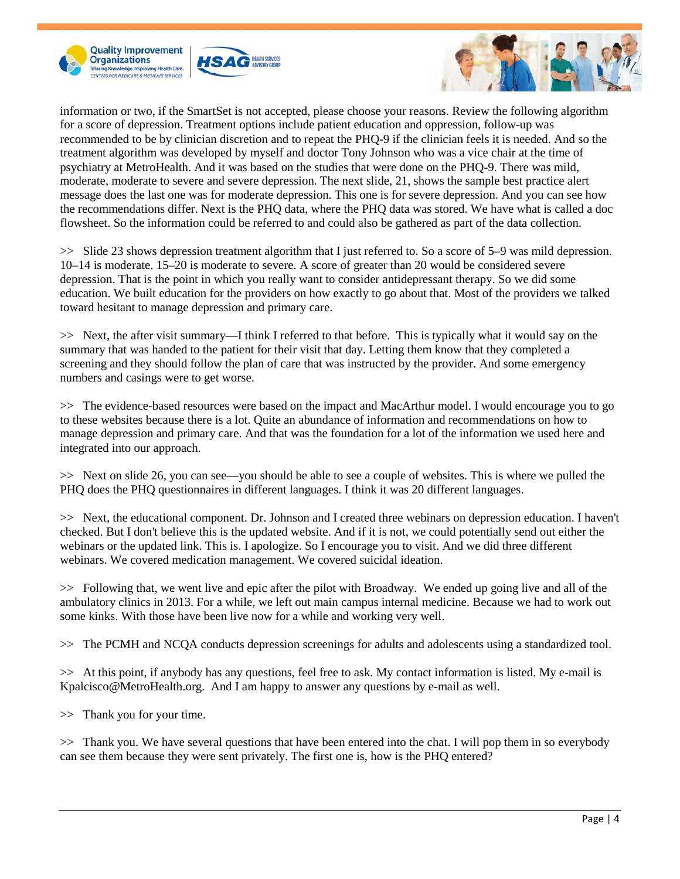information or two, if the SmartSet is not accepted, please choose your reasons. Review the following algorithm for a score of depression. Treatment options include patient education and oppression, follow-up was recommended to be by clinician discretion and to repeat the PHQ-9 if the clinician feels it is needed. And so the treatment algorithm was developed by myself and doctor Tony Johnson who was a vice chair at the time of psychiatry at MetroHealth. And it was based on the studies that were done on the PHQ-9. There was mild, moderate, moderate to severe and severe depression. The next slide, 21, shows the sample best practice alert message does the last one was for moderate depression. This one is for severe depression. And you can see how the recommendations differ. Next is the PHQ data, where the PHQ data was stored. We have what is called a doc flowsheet. So the information could be referred to and could also be gathered as part of the data collection.

>> Slide 23 shows depression treatment algorithm that I just referred to. So a score of 5–9 was mild depression. 10–14 is moderate. 15–20 is moderate to severe. A score of greater than 20 would be considered severe depression. That is the point in which you really want to consider antidepressant therapy. So we did some education. We built education for the providers on how exactly to go about that. Most of the providers we talked toward hesitant to manage depression and primary care.

>> Next, the after visit summary—I think I referred to that before. This is typically what it would say on the summary that was handed to the patient for their visit that day. Letting them know that they completed a screening and they should follow the plan of care that was instructed by the provider. And some emergency numbers and casings were to get worse.

>> The evidence-based resources were based on the impact and MacArthur model. I would encourage you to go to these websites because there is a lot. Quite an abundance of information and recommendations on how to manage depression and primary care. And that was the foundation for a lot of the information we used here and integrated into our approach.

>> Next on slide 26, you can see—you should be able to see a couple of websites. This is where we pulled the PHQ does the PHQ questionnaires in different languages. I think it was 20 different languages.

>> Next, the educational component. Dr. Johnson and I created three webinars on depression education. I haven't checked. But I don't believe this is the updated website. And if it is not, we could potentially send out either the webinars or the updated link. This is. I apologize. So I encourage you to visit. And we did three different webinars. We covered medication management. We covered suicidal ideation.

>> Following that, we went live and epic after the pilot with Broadway. We ended up going live and all of the ambulatory clinics in 2013. For a while, we left out main campus internal medicine. Because we had to work out some kinks. With those have been live now for a while and working very well.

>> The PCMH and NCQA conducts depression screenings for adults and adolescents using a standardized tool.

>> At this point, if anybody has any questions, feel free to ask. My contact information is listed. My e-mail is Kpalcisco@MetroHealth.org. And I am happy to answer any questions by e-mail as well.

>> Thank you for your time.

>> Thank you. We have several questions that have been entered into the chat. I will pop them in so everybody can see them because they were sent privately. The first one is, how is the PHQ entered?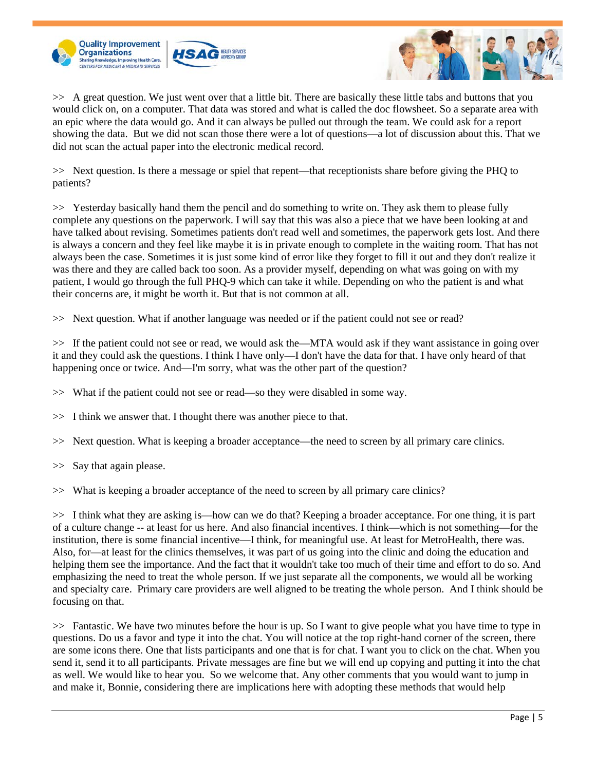>> A great question. We just went over that a little bit. There are basically these little tabs and buttons that you would click on, on a computer. That data was stored and what is called the doc flowsheet. So a separate area with an epic where the data would go. And it can always be pulled out through the team. We could ask for a report showing the data. But we did not scan those there were a lot of questions—a lot of discussion about this. That we did not scan the actual paper into the electronic medical record.

>> Next question. Is there a message or spiel that repent—that receptionists share before giving the PHQ to patients?

>> Yesterday basically hand them the pencil and do something to write on. They ask them to please fully complete any questions on the paperwork. I will say that this was also a piece that we have been looking at and have talked about revising. Sometimes patients don't read well and sometimes, the paperwork gets lost. And there is always a concern and they feel like maybe it is in private enough to complete in the waiting room. That has not always been the case. Sometimes it is just some kind of error like they forget to fill it out and they don't realize it was there and they are called back too soon. As a provider myself, depending on what was going on with my patient, I would go through the full PHQ-9 which can take it while. Depending on who the patient is and what their concerns are, it might be worth it. But that is not common at all.

>> Next question. What if another language was needed or if the patient could not see or read?

>> If the patient could not see or read, we would ask the—MTA would ask if they want assistance in going over it and they could ask the questions. I think I have only—I don't have the data for that. I have only heard of that happening once or twice. And—I'm sorry, what was the other part of the question?

>> What if the patient could not see or read—so they were disabled in some way.

>> I think we answer that. I thought there was another piece to that.

>> Next question. What is keeping a broader acceptance—the need to screen by all primary care clinics.

>> Say that again please.

>> What is keeping a broader acceptance of the need to screen by all primary care clinics?

>> I think what they are asking is—how can we do that? Keeping a broader acceptance. For one thing, it is part of a culture change -- at least for us here. And also financial incentives. I think—which is not something—for the institution, there is some financial incentive—I think, for meaningful use. At least for MetroHealth, there was. Also, for—at least for the clinics themselves, it was part of us going into the clinic and doing the education and helping them see the importance. And the fact that it wouldn't take too much of their time and effort to do so. And emphasizing the need to treat the whole person. If we just separate all the components, we would all be working and specialty care. Primary care providers are well aligned to be treating the whole person. And I think should be focusing on that.

>> Fantastic. We have two minutes before the hour is up. So I want to give people what you have time to type in questions. Do us a favor and type it into the chat. You will notice at the top right-hand corner of the screen, there are some icons there. One that lists participants and one that is for chat. I want you to click on the chat. When you send it, send it to all participants. Private messages are fine but we will end up copying and putting it into the chat as well. We would like to hear you. So we welcome that. Any other comments that you would want to jump in and make it, Bonnie, considering there are implications here with adopting these methods that would help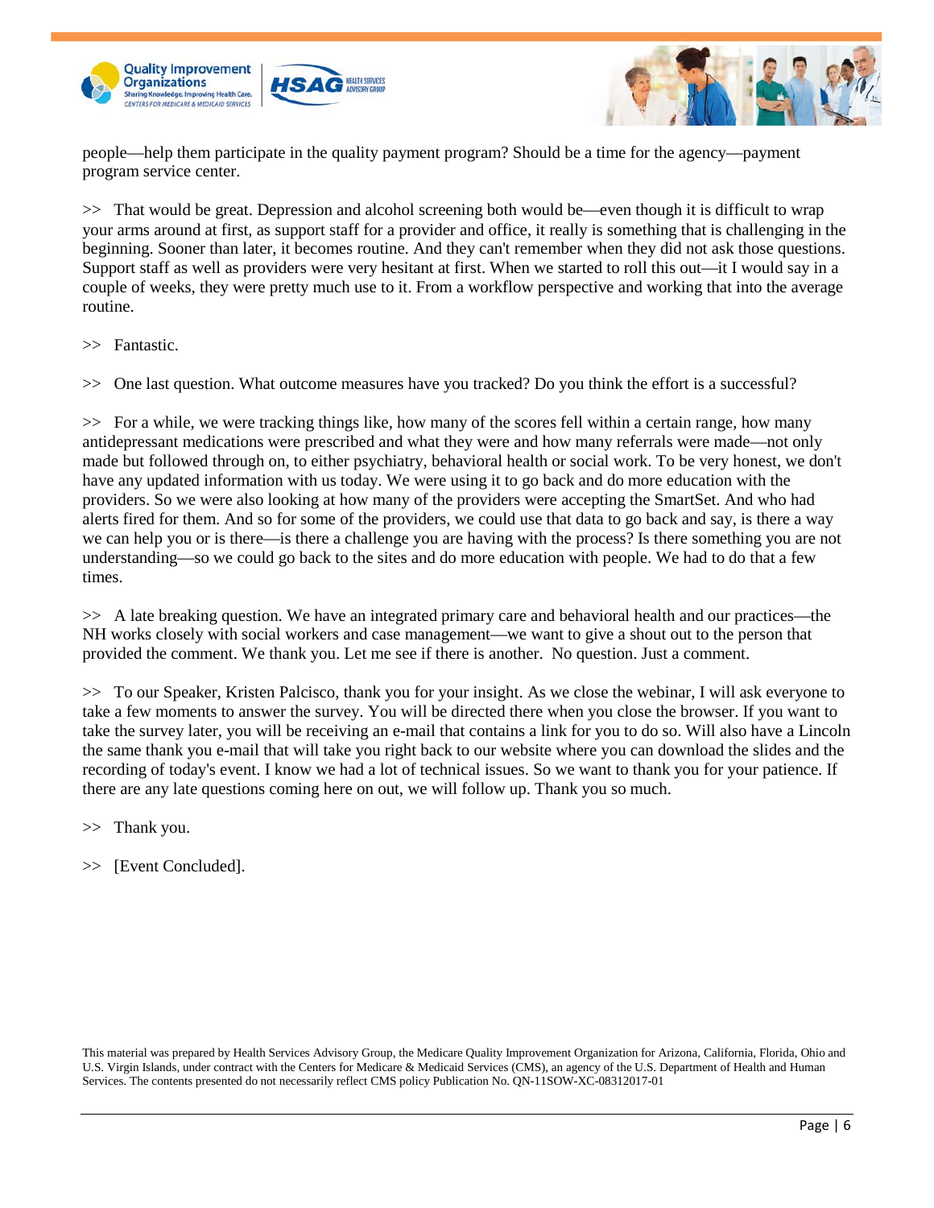people—help them participate in the quality payment program? Should be a time for the agency—payment program service center.

>> That would be great. Depression and alcohol screening both would be—even though it is difficult to wrap your arms around at first, as support staff for a provider and office, it really is something that is challenging in the beginning. Sooner than later, it becomes routine. And they can't remember when they did not ask those questions. Support staff as well as providers were very hesitant at first. When we started to roll this out—it I would say in a couple of weeks, they were pretty much use to it. From a workflow perspective and working that into the average routine.

>> Fantastic.

>> One last question. What outcome measures have you tracked? Do you think the effort is a successful?

>> For a while, we were tracking things like, how many of the scores fell within a certain range, how many antidepressant medications were prescribed and what they were and how many referrals were made—not only made but followed through on, to either psychiatry, behavioral health or social work. To be very honest, we don't have any updated information with us today. We were using it to go back and do more education with the providers. So we were also looking at how many of the providers were accepting the SmartSet. And who had alerts fired for them. And so for some of the providers, we could use that data to go back and say, is there a way we can help you or is there—is there a challenge you are having with the process? Is there something you are not understanding—so we could go back to the sites and do more education with people. We had to do that a few times.

>> A late breaking question. We have an integrated primary care and behavioral health and our practices—the NH works closely with social workers and case management—we want to give a shout out to the person that provided the comment. We thank you. Let me see if there is another. No question. Just a comment.

>> To our Speaker, Kristen Palcisco, thank you for your insight. As we close the webinar, I will ask everyone to take a few moments to answer the survey. You will be directed there when you close the browser. If you want to take the survey later, you will be receiving an e-mail that contains a link for you to do so. Will also have a Lincoln the same thank you e-mail that will take you right back to our website where you can download the slides and the recording of today's event. I know we had a lot of technical issues. So we want to thank you for your patience. If there are any late questions coming here on out, we will follow up. Thank you so much.

>> Thank you.

>> [Event Concluded].

This material was prepared by Health Services Advisory Group, the Medicare Quality Improvement Organization for Arizona, California, Florida, Ohio and U.S. Virgin Islands, under contract with the Centers for Medicare & Medicaid Services (CMS), an agency of the U.S. Department of Health and Human Services. The contents presented do not necessarily reflect CMS policy Publication No. QN-11SOW-XC-08312017-01